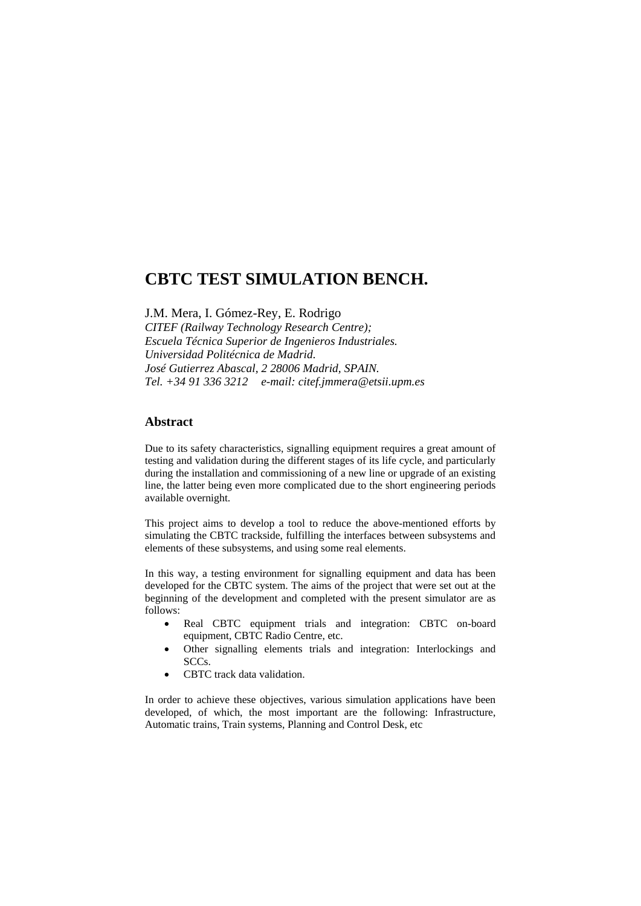# CBTC TEST SIMULATION BENCH.

J.M. Mera, I. Gómez-Rey, E. Rodrigo

*CITEF (Railway Technology Research Centre);*
*Escuela Técnica Superior de Ingenieros Industriales.*
*Universidad Politécnica de Madrid.*
*José Gutierrez Abascal, 2 28006 Madrid, SPAIN.*
*Tel. +34 91 336 3212 e-mail: citef.jmmera@etsii.upm.es*

## Abstract

Due to its safety characteristics, signalling equipment requires a great amount of testing and validation during the different stages of its life cycle, and particularly during the installation and commissioning of a new line or upgrade of an existing line, the latter being even more complicated due to the short engineering periods available overnight.

This project aims to develop a tool to reduce the above-mentioned efforts by simulating the CBTC trackside, fulfilling the interfaces between subsystems and elements of these subsystems, and using some real elements.

In this way, a testing environment for signalling equipment and data has been developed for the CBTC system. The aims of the project that were set out at the beginning of the development and completed with the present simulator are as follows:

- Real CBTC equipment trials and integration: CBTC on-board equipment, CBTC Radio Centre, etc.
- Other signalling elements trials and integration: Interlockings and SCCs.
- CBTC track data validation.

In order to achieve these objectives, various simulation applications have been developed, of which, the most important are the following: Infrastructure, Automatic trains, Train systems, Planning and Control Desk, etc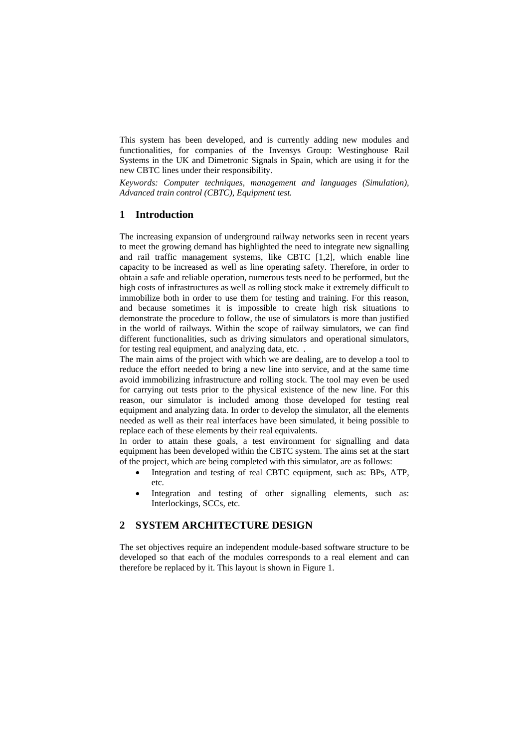This system has been developed, and is currently adding new modules and functionalities, for companies of the Invensys Group: Westinghouse Rail Systems in the UK and Dimetronic Signals in Spain, which are using it for the new CBTC lines under their responsibility.

*Keywords: Computer techniques, management and languages (Simulation), Advanced train control (CBTC), Equipment test.*

## 1 Introduction

The increasing expansion of underground railway networks seen in recent years to meet the growing demand has highlighted the need to integrate new signalling and rail traffic management systems, like CBTC [1,2], which enable line capacity to be increased as well as line operating safety. Therefore, in order to obtain a safe and reliable operation, numerous tests need to be performed, but the high costs of infrastructures as well as rolling stock make it extremely difficult to immobilize both in order to use them for testing and training. For this reason, and because sometimes it is impossible to create high risk situations to demonstrate the procedure to follow, the use of simulators is more than justified in the world of railways. Within the scope of railway simulators, we can find different functionalities, such as driving simulators and operational simulators, for testing real equipment, and analyzing data, etc. .

The main aims of the project with which we are dealing, are to develop a tool to reduce the effort needed to bring a new line into service, and at the same time avoid immobilizing infrastructure and rolling stock. The tool may even be used for carrying out tests prior to the physical existence of the new line. For this reason, our simulator is included among those developed for testing real equipment and analyzing data. In order to develop the simulator, all the elements needed as well as their real interfaces have been simulated, it being possible to replace each of these elements by their real equivalents.

In order to attain these goals, a test environment for signalling and data equipment has been developed within the CBTC system. The aims set at the start of the project, which are being completed with this simulator, are as follows:

- Integration and testing of real CBTC equipment, such as: BPs, ATP, etc.
- Integration and testing of other signalling elements, such as: Interlockings, SCCs, etc.

## 2 SYSTEM ARCHITECTURE DESIGN

The set objectives require an independent module-based software structure to be developed so that each of the modules corresponds to a real element and can therefore be replaced by it. This layout is shown in Figure 1.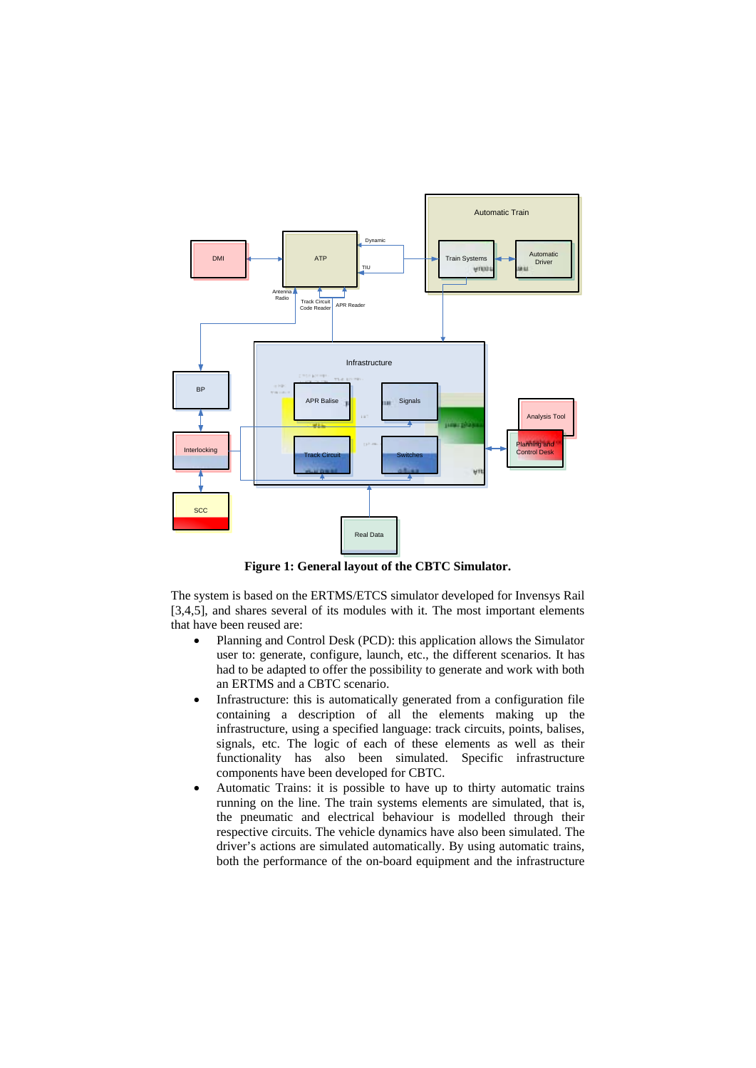**Figure 1: General layout of the CBTC Simulator.**

The system is based on the ERTMS/ETCS simulator developed for Invensys Rail [3,4,5], and shares several of its modules with it. The most important elements that have been reused are:

- Planning and Control Desk (PCD): this application allows the Simulator user to: generate, configure, launch, etc., the different scenarios. It has had to be adapted to offer the possibility to generate and work with both an ERTMS and a CBTC scenario.
- Infrastructure: this is automatically generated from a configuration file containing a description of all the elements making up the infrastructure, using a specified language: track circuits, points, balises, signals, etc. The logic of each of these elements as well as their functionality has also been simulated. Specific infrastructure components have been developed for CBTC.
- Automatic Trains: it is possible to have up to thirty automatic trains running on the line. The train systems elements are simulated, that is, the pneumatic and electrical behaviour is modelled through their respective circuits. The vehicle dynamics have also been simulated. The driver's actions are simulated automatically. By using automatic trains, both the performance of the on-board equipment and the infrastructure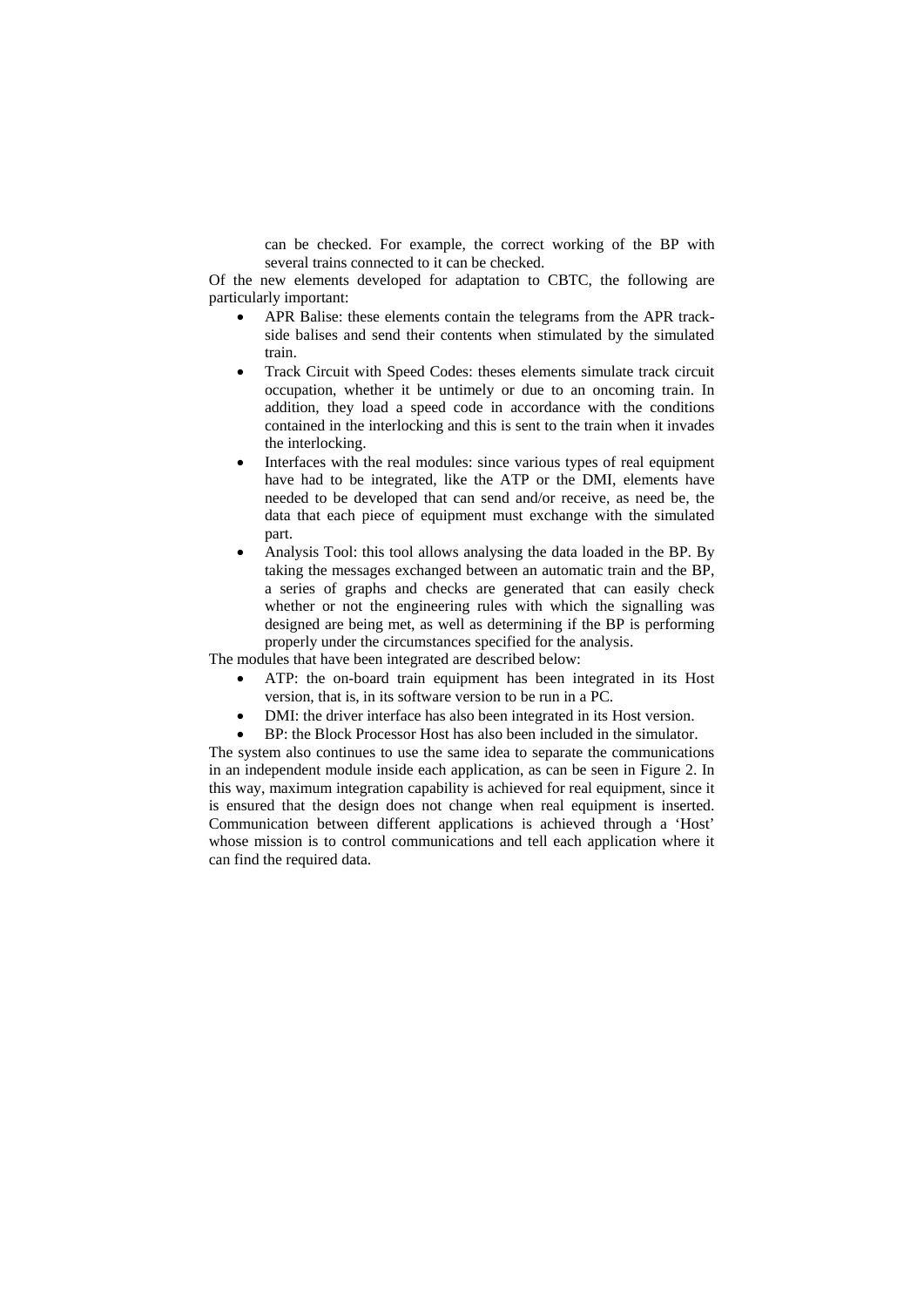can be checked. For example, the correct working of the BP with several trains connected to it can be checked.

Of the new elements developed for adaptation to CBTC, the following are particularly important:

- APR Balise: these elements contain the telegrams from the APR track-side balises and send their contents when stimulated by the simulated train.
- Track Circuit with Speed Codes: theses elements simulate track circuit occupation, whether it be untimely or due to an oncoming train. In addition, they load a speed code in accordance with the conditions contained in the interlocking and this is sent to the train when it invades the interlocking.
- Interfaces with the real modules: since various types of real equipment have had to be integrated, like the ATP or the DMI, elements have needed to be developed that can send and/or receive, as need be, the data that each piece of equipment must exchange with the simulated part.
- Analysis Tool: this tool allows analysing the data loaded in the BP. By taking the messages exchanged between an automatic train and the BP, a series of graphs and checks are generated that can easily check whether or not the engineering rules with which the signalling was designed are being met, as well as determining if the BP is performing properly under the circumstances specified for the analysis.

The modules that have been integrated are described below:

- ATP: the on-board train equipment has been integrated in its Host version, that is, in its software version to be run in a PC.
- DMI: the driver interface has also been integrated in its Host version.
- BP: the Block Processor Host has also been included in the simulator.

The system also continues to use the same idea to separate the communications in an independent module inside each application, as can be seen in Figure 2. In this way, maximum integration capability is achieved for real equipment, since it is ensured that the design does not change when real equipment is inserted. Communication between different applications is achieved through a 'Host' whose mission is to control communications and tell each application where it can find the required data.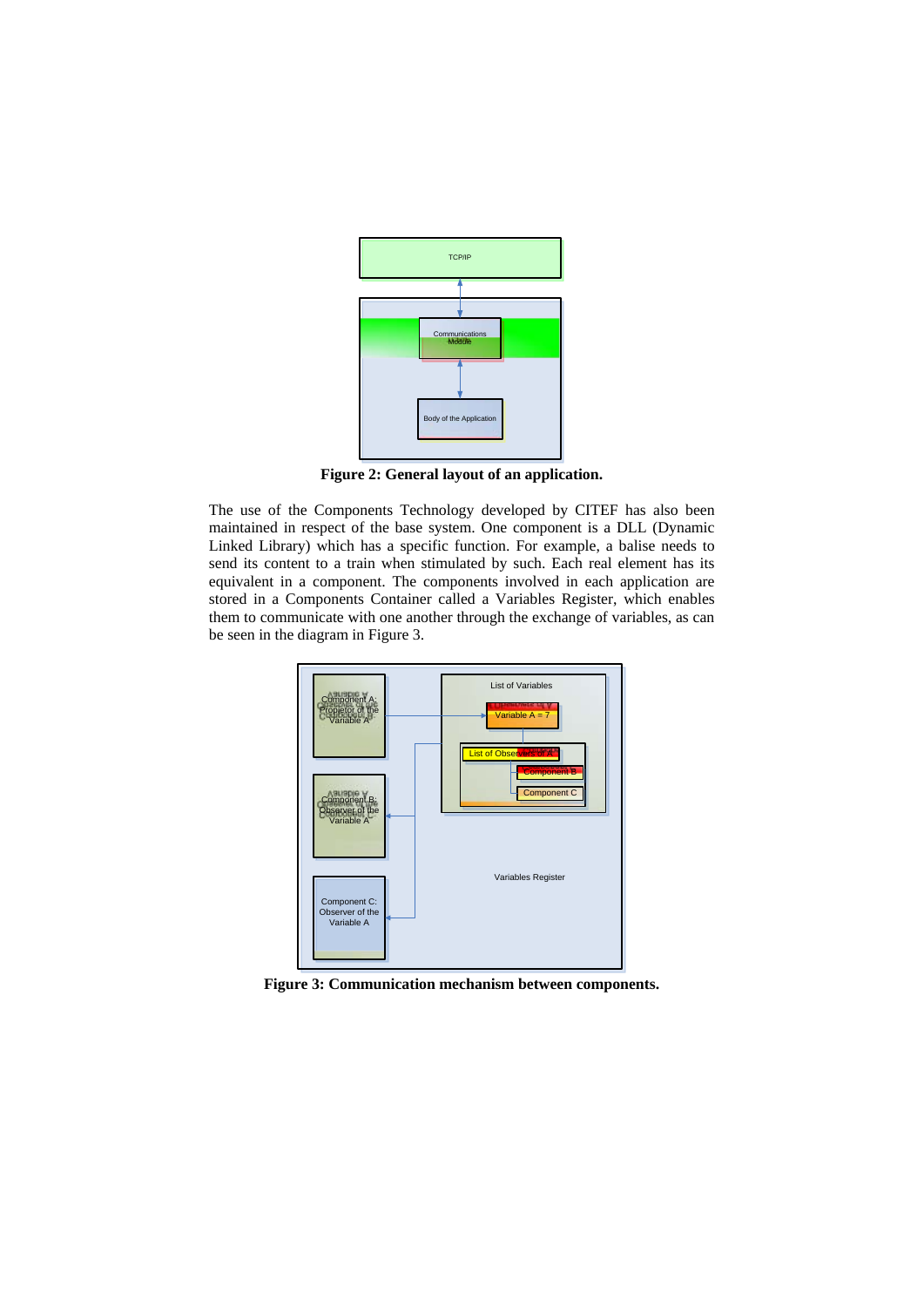**Figure 2: General layout of an application.**

The use of the Components Technology developed by CITEF has also been maintained in respect of the base system. One component is a DLL (Dynamic Linked Library) which has a specific function. For example, a balise needs to send its content to a train when stimulated by such. Each real element has its equivalent in a component. The components involved in each application are stored in a Components Container called a Variables Register, which enables them to communicate with one another through the exchange of variables, as can be seen in the diagram in Figure 3.

**Figure 3: Communication mechanism between components.**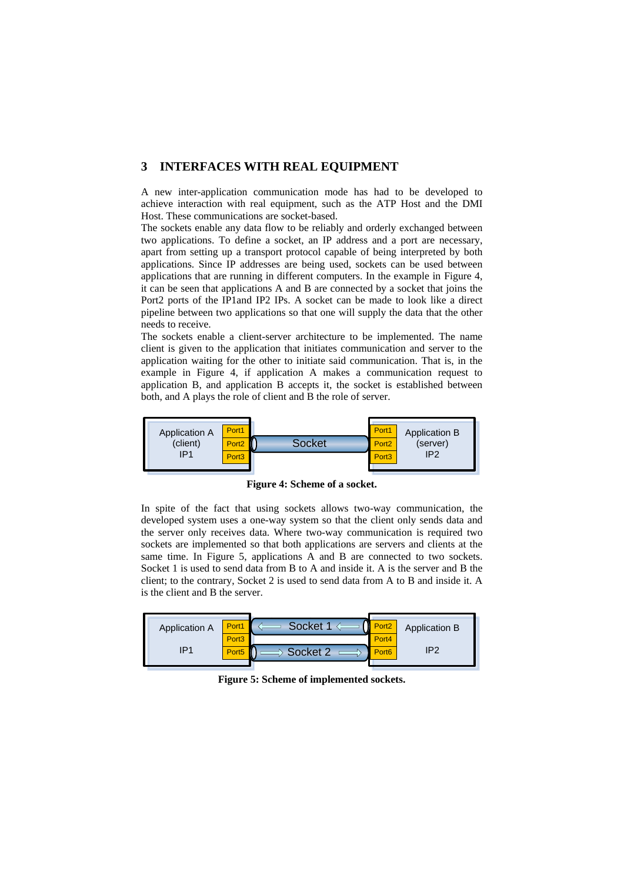## 3 INTERFACES WITH REAL EQUIPMENT

A new inter-application communication mode has had to be developed to achieve interaction with real equipment, such as the ATP Host and the DMI Host. These communications are socket-based.

The sockets enable any data flow to be reliably and orderly exchanged between two applications. To define a socket, an IP address and a port are necessary, apart from setting up a transport protocol capable of being interpreted by both applications. Since IP addresses are being used, sockets can be used between applications that are running in different computers. In the example in Figure 4, it can be seen that applications A and B are connected by a socket that joins the Port2 ports of the IP1and IP2 IPs. A socket can be made to look like a direct pipeline between two applications so that one will supply the data that the other needs to receive.

The sockets enable a client-server architecture to be implemented. The name client is given to the application that initiates communication and server to the application waiting for the other to initiate said communication. That is, in the example in Figure 4, if application A makes a communication request to application B, and application B accepts it, the socket is established between both, and A plays the role of client and B the role of server.

Application A (client) IP1 | Port1 Port2 Port3 | Socket | Port1 Port2 Port3 | Application B (server) IP2

**Figure 4: Scheme of a socket.**

In spite of the fact that using sockets allows two-way communication, the developed system uses a one-way system so that the client only sends data and the server only receives data. Where two-way communication is required two sockets are implemented so that both applications are servers and clients at the same time. In Figure 5, applications A and B are connected to two sockets. Socket 1 is used to send data from B to A and inside it. A is the server and B the client; to the contrary, Socket 2 is used to send data from A to B and inside it. A is the client and B the server.

Application A IP1 | Port1 Port3 Port5 | Socket 1 (B → A), Socket 2 (A → B) | Port2 Port4 Port6 | Application B IP2

**Figure 5: Scheme of implemented sockets.**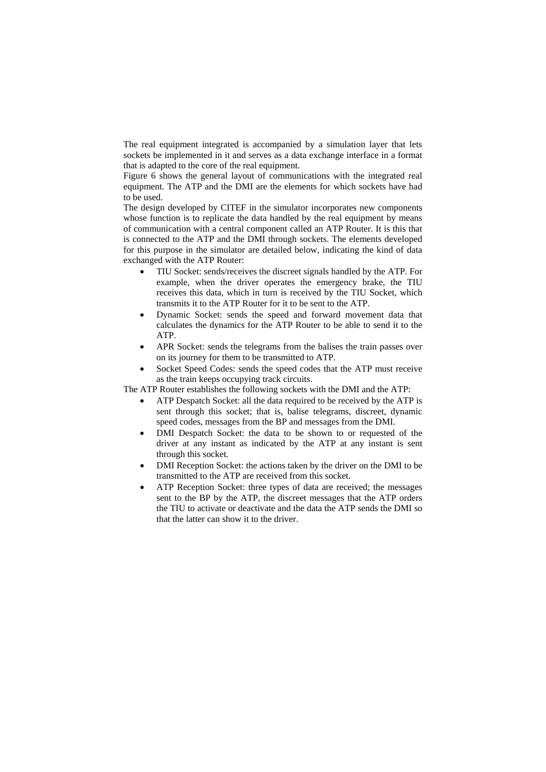The real equipment integrated is accompanied by a simulation layer that lets sockets be implemented in it and serves as a data exchange interface in a format that is adapted to the core of the real equipment.

Figure 6 shows the general layout of communications with the integrated real equipment. The ATP and the DMI are the elements for which sockets have had to be used.

The design developed by CITEF in the simulator incorporates new components whose function is to replicate the data handled by the real equipment by means of communication with a central component called an ATP Router. It is this that is connected to the ATP and the DMI through sockets. The elements developed for this purpose in the simulator are detailed below, indicating the kind of data exchanged with the ATP Router:

- TIU Socket: sends/receives the discreet signals handled by the ATP. For example, when the driver operates the emergency brake, the TIU receives this data, which in turn is received by the TIU Socket, which transmits it to the ATP Router for it to be sent to the ATP.
- Dynamic Socket: sends the speed and forward movement data that calculates the dynamics for the ATP Router to be able to send it to the ATP.
- APR Socket: sends the telegrams from the balises the train passes over on its journey for them to be transmitted to ATP.
- Socket Speed Codes: sends the speed codes that the ATP must receive as the train keeps occupying track circuits.

The ATP Router establishes the following sockets with the DMI and the ATP:

- ATP Despatch Socket: all the data required to be received by the ATP is sent through this socket; that is, balise telegrams, discreet, dynamic speed codes, messages from the BP and messages from the DMI.
- DMI Despatch Socket: the data to be shown to or requested of the driver at any instant as indicated by the ATP at any instant is sent through this socket.
- DMI Reception Socket: the actions taken by the driver on the DMI to be transmitted to the ATP are received from this socket.
- ATP Reception Socket: three types of data are received; the messages sent to the BP by the ATP, the discreet messages that the ATP orders the TIU to activate or deactivate and the data the ATP sends the DMI so that the latter can show it to the driver.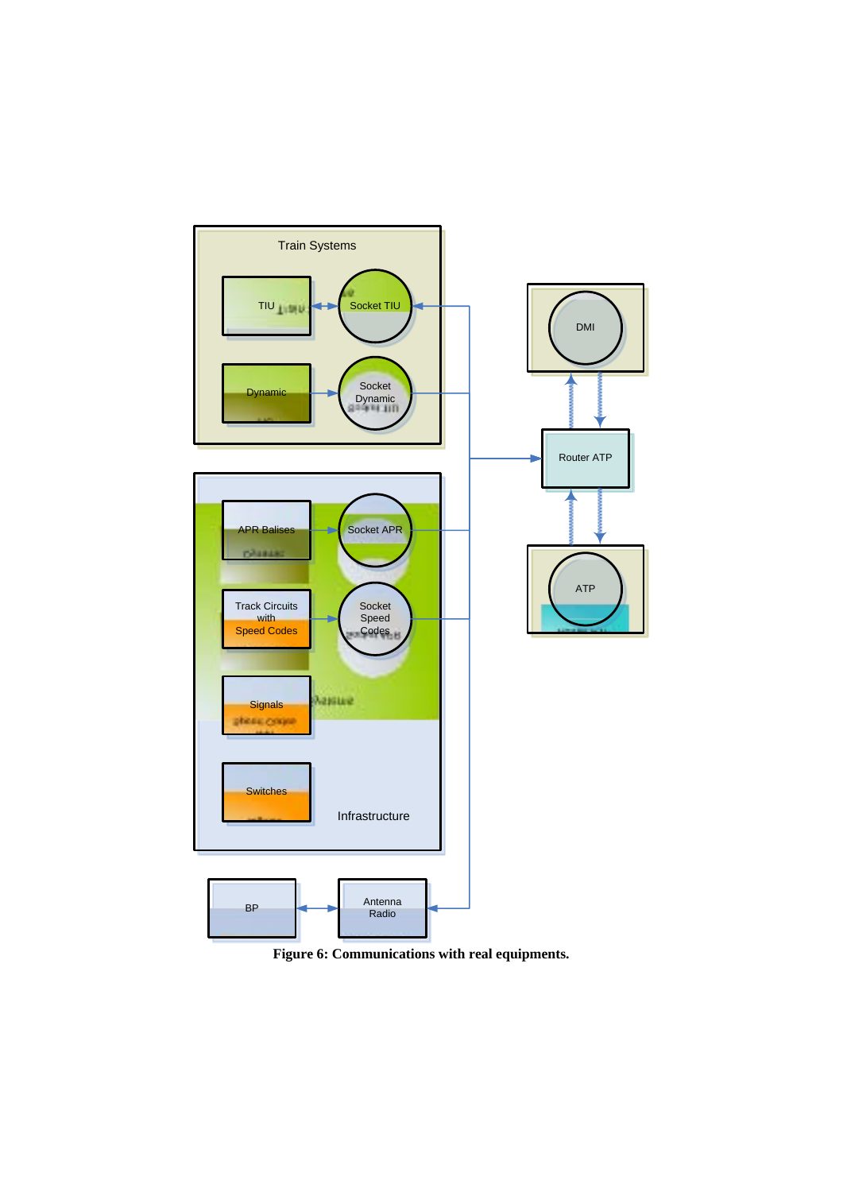**Figure 6: Communications with real equipments.**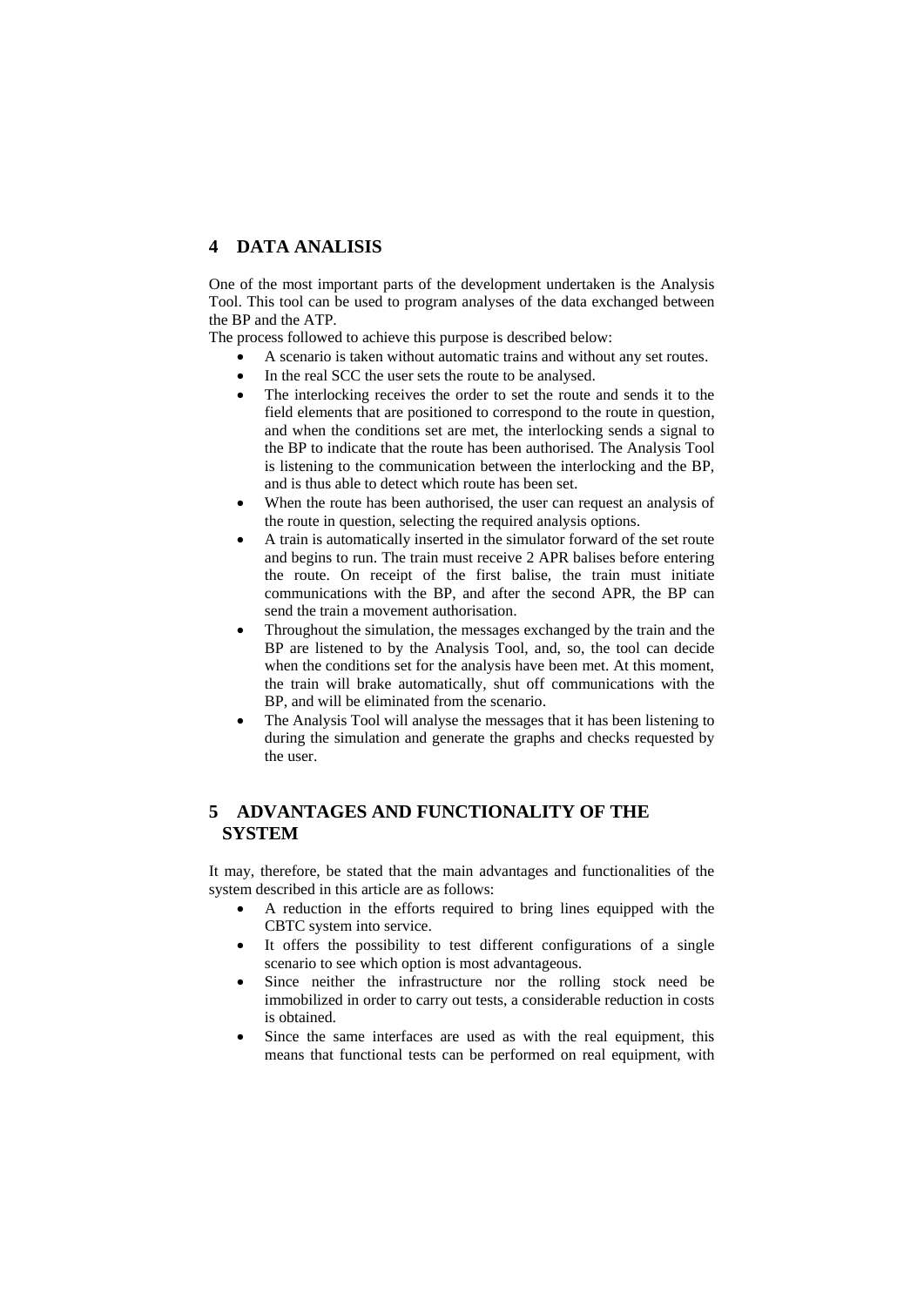## 4 DATA ANALISIS

One of the most important parts of the development undertaken is the Analysis Tool. This tool can be used to program analyses of the data exchanged between the BP and the ATP.

The process followed to achieve this purpose is described below:

- A scenario is taken without automatic trains and without any set routes.
- In the real SCC the user sets the route to be analysed.
- The interlocking receives the order to set the route and sends it to the field elements that are positioned to correspond to the route in question, and when the conditions set are met, the interlocking sends a signal to the BP to indicate that the route has been authorised. The Analysis Tool is listening to the communication between the interlocking and the BP, and is thus able to detect which route has been set.
- When the route has been authorised, the user can request an analysis of the route in question, selecting the required analysis options.
- A train is automatically inserted in the simulator forward of the set route and begins to run. The train must receive 2 APR balises before entering the route. On receipt of the first balise, the train must initiate communications with the BP, and after the second APR, the BP can send the train a movement authorisation.
- Throughout the simulation, the messages exchanged by the train and the BP are listened to by the Analysis Tool, and, so, the tool can decide when the conditions set for the analysis have been met. At this moment, the train will brake automatically, shut off communications with the BP, and will be eliminated from the scenario.
- The Analysis Tool will analyse the messages that it has been listening to during the simulation and generate the graphs and checks requested by the user.

## 5 ADVANTAGES AND FUNCTIONALITY OF THE SYSTEM

It may, therefore, be stated that the main advantages and functionalities of the system described in this article are as follows:

- A reduction in the efforts required to bring lines equipped with the CBTC system into service.
- It offers the possibility to test different configurations of a single scenario to see which option is most advantageous.
- Since neither the infrastructure nor the rolling stock need be immobilized in order to carry out tests, a considerable reduction in costs is obtained.
- Since the same interfaces are used as with the real equipment, this means that functional tests can be performed on real equipment, with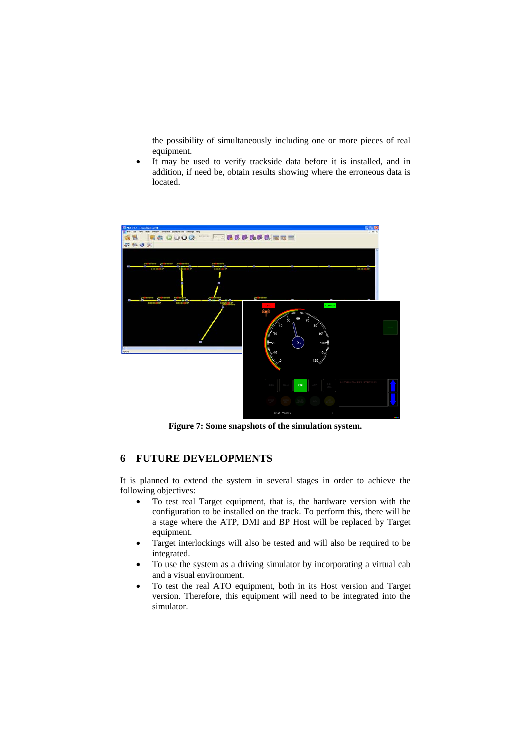the possibility of simultaneously including one or more pieces of real equipment.

- It may be used to verify trackside data before it is installed, and in addition, if need be, obtain results showing where the erroneous data is located.

**Figure 7: Some snapshots of the simulation system.**

## 6 FUTURE DEVELOPMENTS

It is planned to extend the system in several stages in order to achieve the following objectives:

- To test real Target equipment, that is, the hardware version with the configuration to be installed on the track. To perform this, there will be a stage where the ATP, DMI and BP Host will be replaced by Target equipment.
- Target interlockings will also be tested and will also be required to be integrated.
- To use the system as a driving simulator by incorporating a virtual cab and a visual environment.
- To test the real ATO equipment, both in its Host version and Target version. Therefore, this equipment will need to be integrated into the simulator.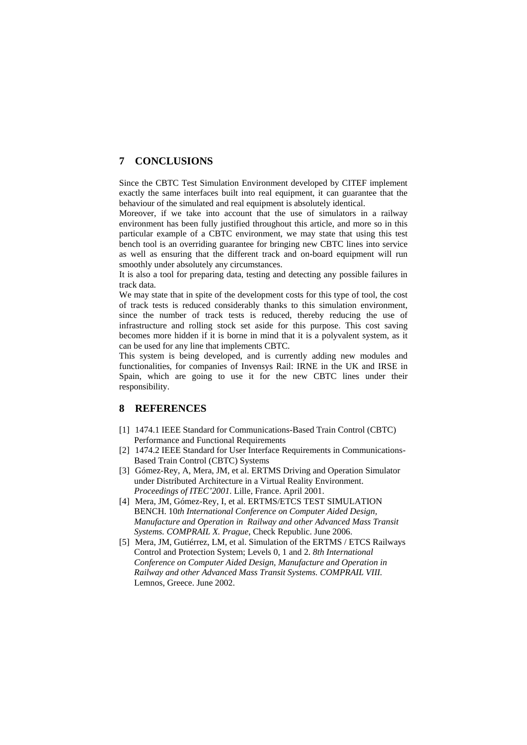## 7 CONCLUSIONS

Since the CBTC Test Simulation Environment developed by CITEF implement exactly the same interfaces built into real equipment, it can guarantee that the behaviour of the simulated and real equipment is absolutely identical.

Moreover, if we take into account that the use of simulators in a railway environment has been fully justified throughout this article, and more so in this particular example of a CBTC environment, we may state that using this test bench tool is an overriding guarantee for bringing new CBTC lines into service as well as ensuring that the different track and on-board equipment will run smoothly under absolutely any circumstances.

It is also a tool for preparing data, testing and detecting any possible failures in track data.

We may state that in spite of the development costs for this type of tool, the cost of track tests is reduced considerably thanks to this simulation environment, since the number of track tests is reduced, thereby reducing the use of infrastructure and rolling stock set aside for this purpose. This cost saving becomes more hidden if it is borne in mind that it is a polyvalent system, as it can be used for any line that implements CBTC.

This system is being developed, and is currently adding new modules and functionalities, for companies of Invensys Rail: IRNE in the UK and IRSE in Spain, which are going to use it for the new CBTC lines under their responsibility.

## 8 REFERENCES

[1] 1474.1 IEEE Standard for Communications-Based Train Control (CBTC) Performance and Functional Requirements

[2] 1474.2 IEEE Standard for User Interface Requirements in Communications-Based Train Control (CBTC) Systems

[3] Gómez-Rey, A, Mera, JM, et al. ERTMS Driving and Operation Simulator under Distributed Architecture in a Virtual Reality Environment. *Proceedings of ITEC'2001.* Lille, France. April 2001.

[4] Mera, JM, Gómez-Rey, I, et al. ERTMS/ETCS TEST SIMULATION BENCH. 10*th International Conference on Computer Aided Design, Manufacture and Operation in Railway and other Advanced Mass Transit Systems. COMPRAIL X. Prague*, Check Republic. June 2006.

[5] Mera, JM, Gutiérrez, LM, et al. Simulation of the ERTMS / ETCS Railways Control and Protection System; Levels 0, 1 and 2. *8th International Conference on Computer Aided Design, Manufacture and Operation in Railway and other Advanced Mass Transit Systems. COMPRAIL VIII.* Lemnos, Greece. June 2002.